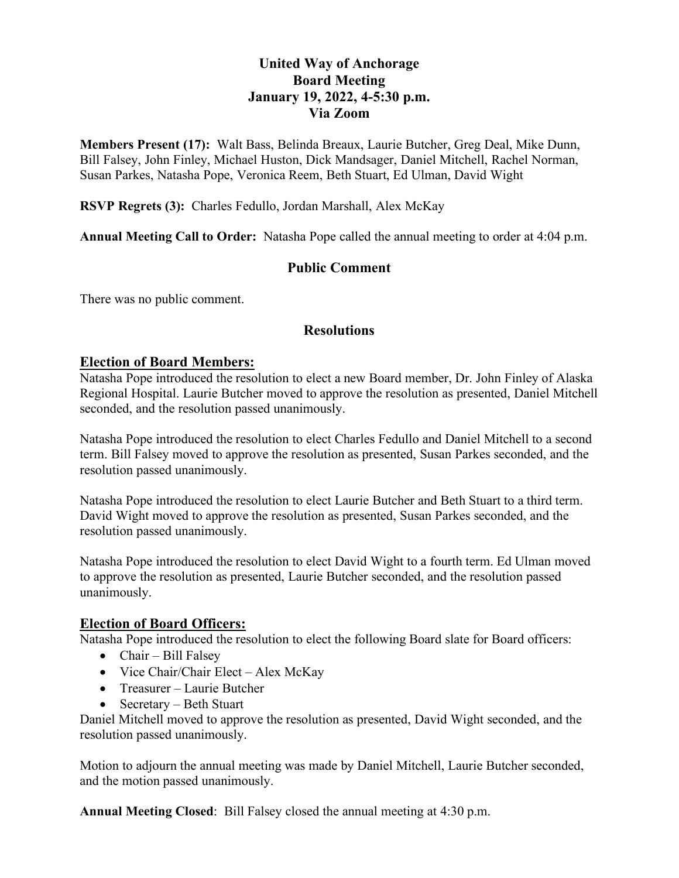# United Way of Anchorage
## Board Meeting
## January 19, 2022, 4-5:30 p.m.
## Via Zoom

**Members Present (17):** Walt Bass, Belinda Breaux, Laurie Butcher, Greg Deal, Mike Dunn, Bill Falsey, John Finley, Michael Huston, Dick Mandsager, Daniel Mitchell, Rachel Norman, Susan Parkes, Natasha Pope, Veronica Reem, Beth Stuart, Ed Ulman, David Wight

**RSVP Regrets (3):** Charles Fedullo, Jordan Marshall, Alex McKay

**Annual Meeting Call to Order:** Natasha Pope called the annual meeting to order at 4:04 p.m.

## Public Comment

There was no public comment.

## Resolutions

### Election of Board Members:

Natasha Pope introduced the resolution to elect a new Board member, Dr. John Finley of Alaska Regional Hospital. Laurie Butcher moved to approve the resolution as presented, Daniel Mitchell seconded, and the resolution passed unanimously.

Natasha Pope introduced the resolution to elect Charles Fedullo and Daniel Mitchell to a second term. Bill Falsey moved to approve the resolution as presented, Susan Parkes seconded, and the resolution passed unanimously.

Natasha Pope introduced the resolution to elect Laurie Butcher and Beth Stuart to a third term. David Wight moved to approve the resolution as presented, Susan Parkes seconded, and the resolution passed unanimously.

Natasha Pope introduced the resolution to elect David Wight to a fourth term. Ed Ulman moved to approve the resolution as presented, Laurie Butcher seconded, and the resolution passed unanimously.

### Election of Board Officers:

Natasha Pope introduced the resolution to elect the following Board slate for Board officers:

- Chair – Bill Falsey
- Vice Chair/Chair Elect – Alex McKay
- Treasurer – Laurie Butcher
- Secretary – Beth Stuart

Daniel Mitchell moved to approve the resolution as presented, David Wight seconded, and the resolution passed unanimously.

Motion to adjourn the annual meeting was made by Daniel Mitchell, Laurie Butcher seconded, and the motion passed unanimously.

**Annual Meeting Closed**: Bill Falsey closed the annual meeting at 4:30 p.m.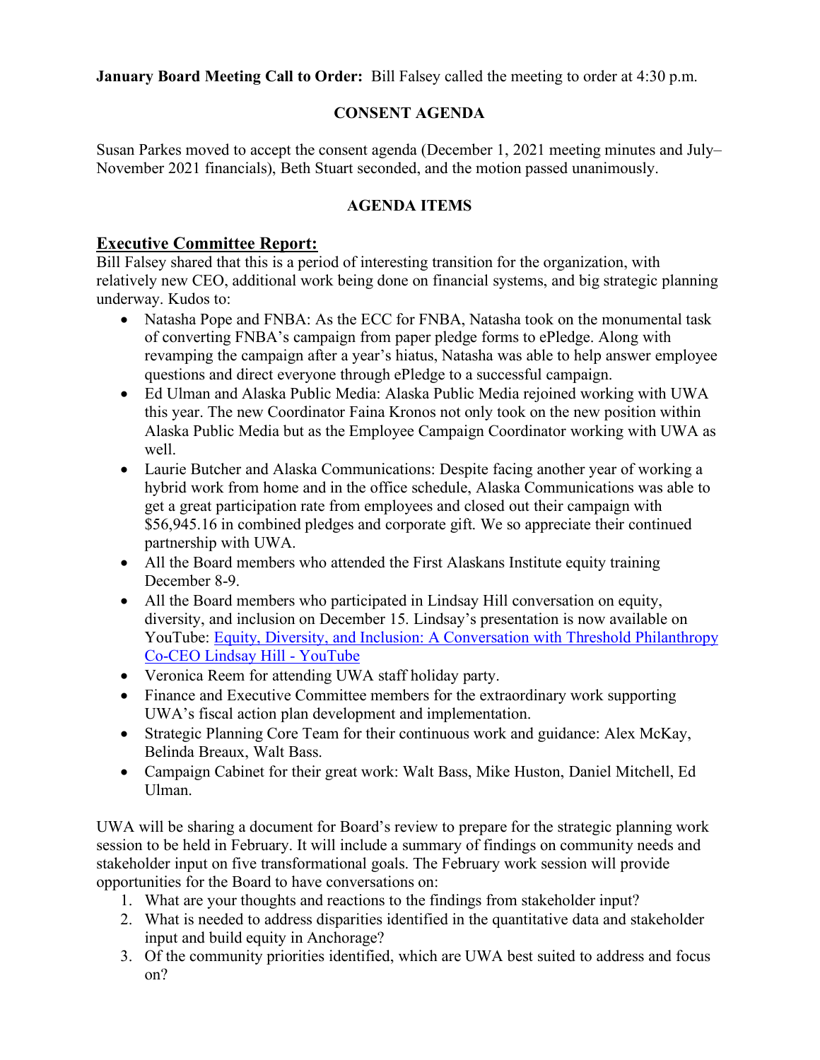**January Board Meeting Call to Order:** Bill Falsey called the meeting to order at 4:30 p.m.

## CONSENT AGENDA

Susan Parkes moved to accept the consent agenda (December 1, 2021 meeting minutes and July–November 2021 financials), Beth Stuart seconded, and the motion passed unanimously.

## AGENDA ITEMS

### Executive Committee Report:

Bill Falsey shared that this is a period of interesting transition for the organization, with relatively new CEO, additional work being done on financial systems, and big strategic planning underway. Kudos to:

- Natasha Pope and FNBA: As the ECC for FNBA, Natasha took on the monumental task of converting FNBA's campaign from paper pledge forms to ePledge. Along with revamping the campaign after a year's hiatus, Natasha was able to help answer employee questions and direct everyone through ePledge to a successful campaign.
- Ed Ulman and Alaska Public Media: Alaska Public Media rejoined working with UWA this year. The new Coordinator Faina Kronos not only took on the new position within Alaska Public Media but as the Employee Campaign Coordinator working with UWA as well.
- Laurie Butcher and Alaska Communications: Despite facing another year of working a hybrid work from home and in the office schedule, Alaska Communications was able to get a great participation rate from employees and closed out their campaign with $56,945.16 in combined pledges and corporate gift. We so appreciate their continued partnership with UWA.
- All the Board members who attended the First Alaskans Institute equity training December 8-9.
- All the Board members who participated in Lindsay Hill conversation on equity, diversity, and inclusion on December 15. Lindsay's presentation is now available on YouTube: [Equity, Diversity, and Inclusion: A Conversation with Threshold Philanthropy Co-CEO Lindsay Hill - YouTube]
- Veronica Reem for attending UWA staff holiday party.
- Finance and Executive Committee members for the extraordinary work supporting UWA's fiscal action plan development and implementation.
- Strategic Planning Core Team for their continuous work and guidance: Alex McKay, Belinda Breaux, Walt Bass.
- Campaign Cabinet for their great work: Walt Bass, Mike Huston, Daniel Mitchell, Ed Ulman.

UWA will be sharing a document for Board's review to prepare for the strategic planning work session to be held in February. It will include a summary of findings on community needs and stakeholder input on five transformational goals. The February work session will provide opportunities for the Board to have conversations on:

1. What are your thoughts and reactions to the findings from stakeholder input?
2. What is needed to address disparities identified in the quantitative data and stakeholder input and build equity in Anchorage?
3. Of the community priorities identified, which are UWA best suited to address and focus on?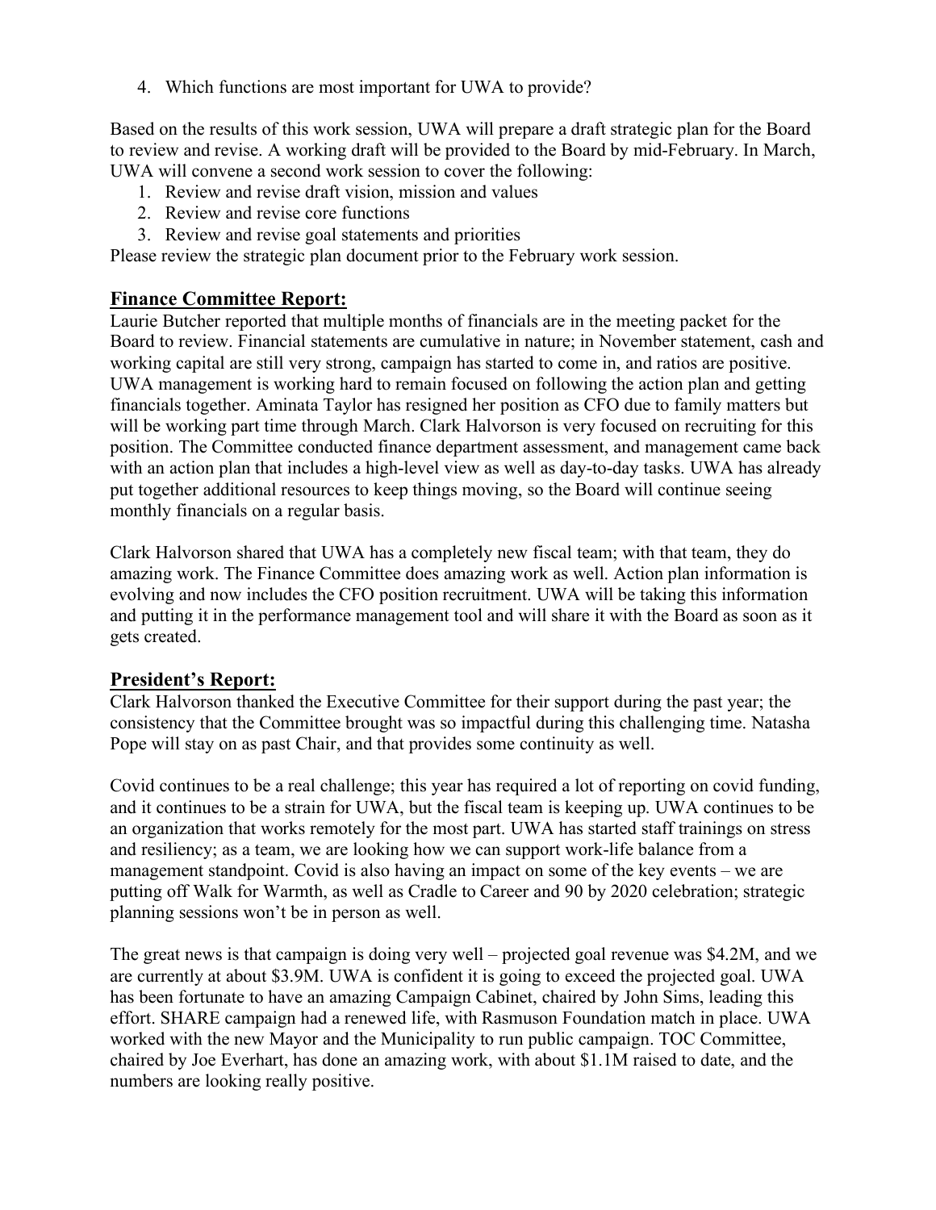4. Which functions are most important for UWA to provide?

Based on the results of this work session, UWA will prepare a draft strategic plan for the Board to review and revise. A working draft will be provided to the Board by mid-February. In March, UWA will convene a second work session to cover the following:

1. Review and revise draft vision, mission and values
2. Review and revise core functions
3. Review and revise goal statements and priorities

Please review the strategic plan document prior to the February work session.

## Finance Committee Report:

Laurie Butcher reported that multiple months of financials are in the meeting packet for the Board to review. Financial statements are cumulative in nature; in November statement, cash and working capital are still very strong, campaign has started to come in, and ratios are positive. UWA management is working hard to remain focused on following the action plan and getting financials together. Aminata Taylor has resigned her position as CFO due to family matters but will be working part time through March. Clark Halvorson is very focused on recruiting for this position. The Committee conducted finance department assessment, and management came back with an action plan that includes a high-level view as well as day-to-day tasks. UWA has already put together additional resources to keep things moving, so the Board will continue seeing monthly financials on a regular basis.

Clark Halvorson shared that UWA has a completely new fiscal team; with that team, they do amazing work. The Finance Committee does amazing work as well. Action plan information is evolving and now includes the CFO position recruitment. UWA will be taking this information and putting it in the performance management tool and will share it with the Board as soon as it gets created.

## President's Report:

Clark Halvorson thanked the Executive Committee for their support during the past year; the consistency that the Committee brought was so impactful during this challenging time. Natasha Pope will stay on as past Chair, and that provides some continuity as well.

Covid continues to be a real challenge; this year has required a lot of reporting on covid funding, and it continues to be a strain for UWA, but the fiscal team is keeping up. UWA continues to be an organization that works remotely for the most part. UWA has started staff trainings on stress and resiliency; as a team, we are looking how we can support work-life balance from a management standpoint. Covid is also having an impact on some of the key events – we are putting off Walk for Warmth, as well as Cradle to Career and 90 by 2020 celebration; strategic planning sessions won't be in person as well.

The great news is that campaign is doing very well – projected goal revenue was \$4.2M, and we are currently at about \$3.9M. UWA is confident it is going to exceed the projected goal. UWA has been fortunate to have an amazing Campaign Cabinet, chaired by John Sims, leading this effort. SHARE campaign had a renewed life, with Rasmuson Foundation match in place. UWA worked with the new Mayor and the Municipality to run public campaign. TOC Committee, chaired by Joe Everhart, has done an amazing work, with about \$1.1M raised to date, and the numbers are looking really positive.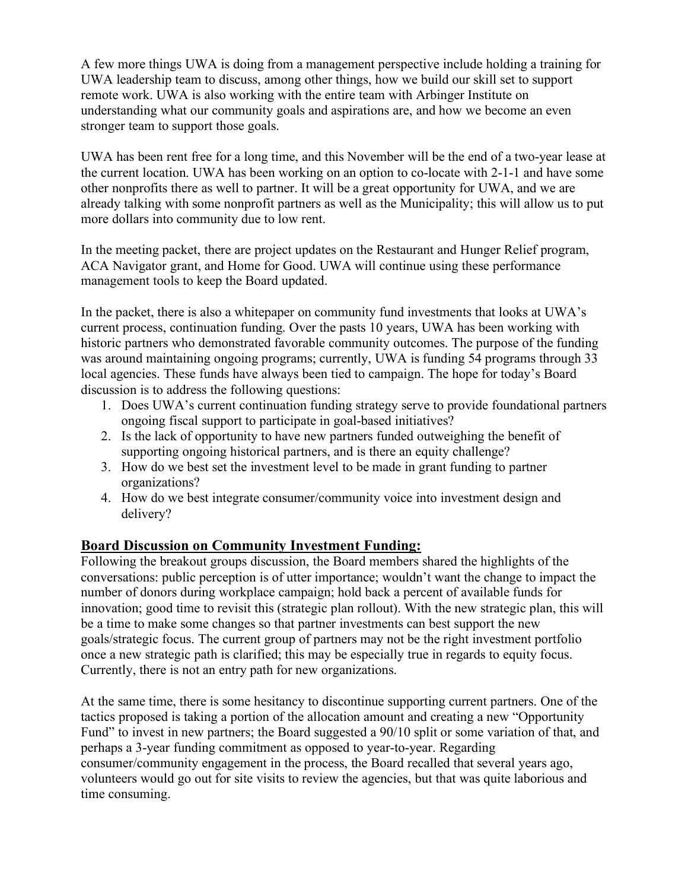A few more things UWA is doing from a management perspective include holding a training for UWA leadership team to discuss, among other things, how we build our skill set to support remote work. UWA is also working with the entire team with Arbinger Institute on understanding what our community goals and aspirations are, and how we become an even stronger team to support those goals.

UWA has been rent free for a long time, and this November will be the end of a two-year lease at the current location. UWA has been working on an option to co-locate with 2-1-1 and have some other nonprofits there as well to partner. It will be a great opportunity for UWA, and we are already talking with some nonprofit partners as well as the Municipality; this will allow us to put more dollars into community due to low rent.

In the meeting packet, there are project updates on the Restaurant and Hunger Relief program, ACA Navigator grant, and Home for Good. UWA will continue using these performance management tools to keep the Board updated.

In the packet, there is also a whitepaper on community fund investments that looks at UWA's current process, continuation funding. Over the pasts 10 years, UWA has been working with historic partners who demonstrated favorable community outcomes. The purpose of the funding was around maintaining ongoing programs; currently, UWA is funding 54 programs through 33 local agencies. These funds have always been tied to campaign. The hope for today's Board discussion is to address the following questions:

1. Does UWA's current continuation funding strategy serve to provide foundational partners ongoing fiscal support to participate in goal-based initiatives?
2. Is the lack of opportunity to have new partners funded outweighing the benefit of supporting ongoing historical partners, and is there an equity challenge?
3. How do we best set the investment level to be made in grant funding to partner organizations?
4. How do we best integrate consumer/community voice into investment design and delivery?

## Board Discussion on Community Investment Funding:

Following the breakout groups discussion, the Board members shared the highlights of the conversations: public perception is of utter importance; wouldn't want the change to impact the number of donors during workplace campaign; hold back a percent of available funds for innovation; good time to revisit this (strategic plan rollout). With the new strategic plan, this will be a time to make some changes so that partner investments can best support the new goals/strategic focus. The current group of partners may not be the right investment portfolio once a new strategic path is clarified; this may be especially true in regards to equity focus. Currently, there is not an entry path for new organizations.

At the same time, there is some hesitancy to discontinue supporting current partners. One of the tactics proposed is taking a portion of the allocation amount and creating a new "Opportunity Fund" to invest in new partners; the Board suggested a 90/10 split or some variation of that, and perhaps a 3-year funding commitment as opposed to year-to-year. Regarding consumer/community engagement in the process, the Board recalled that several years ago, volunteers would go out for site visits to review the agencies, but that was quite laborious and time consuming.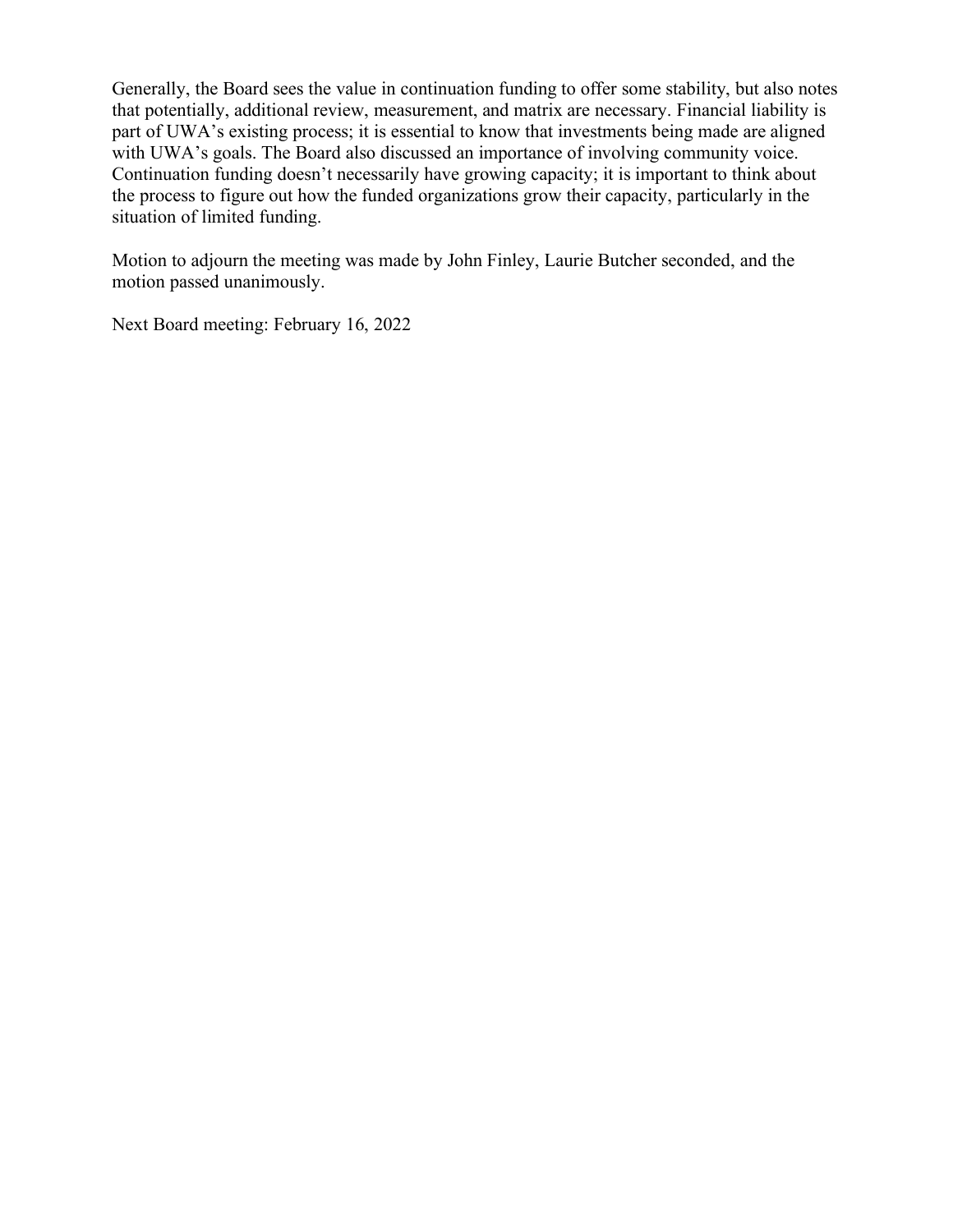Generally, the Board sees the value in continuation funding to offer some stability, but also notes that potentially, additional review, measurement, and matrix are necessary. Financial liability is part of UWA's existing process; it is essential to know that investments being made are aligned with UWA's goals. The Board also discussed an importance of involving community voice. Continuation funding doesn't necessarily have growing capacity; it is important to think about the process to figure out how the funded organizations grow their capacity, particularly in the situation of limited funding.

Motion to adjourn the meeting was made by John Finley, Laurie Butcher seconded, and the motion passed unanimously.

Next Board meeting: February 16, 2022